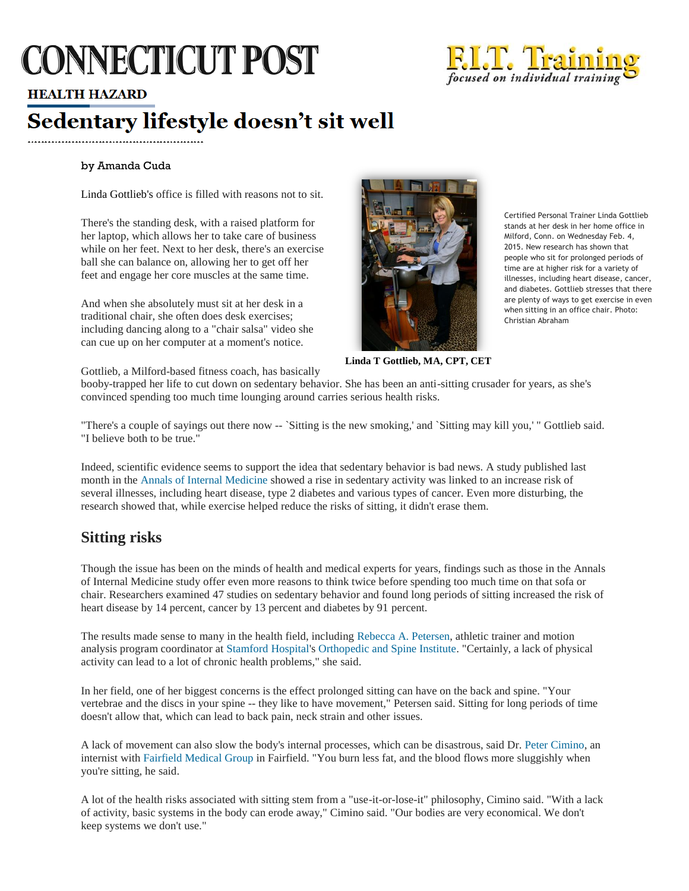CONNECTICUT POST

F.I.T. Training
*focused on individual training*

## HEALTH HAZARD

# Sedentary lifestyle doesn't sit well

by Amanda Cuda

Linda Gottlieb's office is filled with reasons not to sit.

There's the standing desk, with a raised platform for her laptop, which allows her to take care of business while on her feet. Next to her desk, there's an exercise ball she can balance on, allowing her to get off her feet and engage her core muscles at the same time.

And when she absolutely must sit at her desk in a traditional chair, she often does desk exercises; including dancing along to a "chair salsa" video she can cue up on her computer at a moment's notice.

Certified Personal Trainer Linda Gottlieb stands at her desk in her home office in Milford, Conn. on Wednesday Feb. 4, 2015. New research has shown that people who sit for prolonged periods of time are at higher risk for a variety of illnesses, including heart disease, cancer, and diabetes. Gottlieb stresses that there are plenty of ways to get exercise in even when sitting in an office chair. Photo: Christian Abraham

**Linda T Gottlieb, MA, CPT, CET**

Gottlieb, a Milford-based fitness coach, has basically booby-trapped her life to cut down on sedentary behavior. She has been an anti-sitting crusader for years, as she's convinced spending too much time lounging around carries serious health risks.

"There's a couple of sayings out there now -- `Sitting is the new smoking,' and `Sitting may kill you,' " Gottlieb said. "I believe both to be true."

Indeed, scientific evidence seems to support the idea that sedentary behavior is bad news. A study published last month in the Annals of Internal Medicine showed a rise in sedentary activity was linked to an increase risk of several illnesses, including heart disease, type 2 diabetes and various types of cancer. Even more disturbing, the research showed that, while exercise helped reduce the risks of sitting, it didn't erase them.

## Sitting risks

Though the issue has been on the minds of health and medical experts for years, findings such as those in the Annals of Internal Medicine study offer even more reasons to think twice before spending too much time on that sofa or chair. Researchers examined 47 studies on sedentary behavior and found long periods of sitting increased the risk of heart disease by 14 percent, cancer by 13 percent and diabetes by 91 percent.

The results made sense to many in the health field, including Rebecca A. Petersen, athletic trainer and motion analysis program coordinator at Stamford Hospital's Orthopedic and Spine Institute. "Certainly, a lack of physical activity can lead to a lot of chronic health problems," she said.

In her field, one of her biggest concerns is the effect prolonged sitting can have on the back and spine. "Your vertebrae and the discs in your spine -- they like to have movement," Petersen said. Sitting for long periods of time doesn't allow that, which can lead to back pain, neck strain and other issues.

A lack of movement can also slow the body's internal processes, which can be disastrous, said Dr. Peter Cimino, an internist with Fairfield Medical Group in Fairfield. "You burn less fat, and the blood flows more sluggishly when you're sitting, he said.

A lot of the health risks associated with sitting stem from a "use-it-or-lose-it" philosophy, Cimino said. "With a lack of activity, basic systems in the body can erode away," Cimino said. "Our bodies are very economical. We don't keep systems we don't use."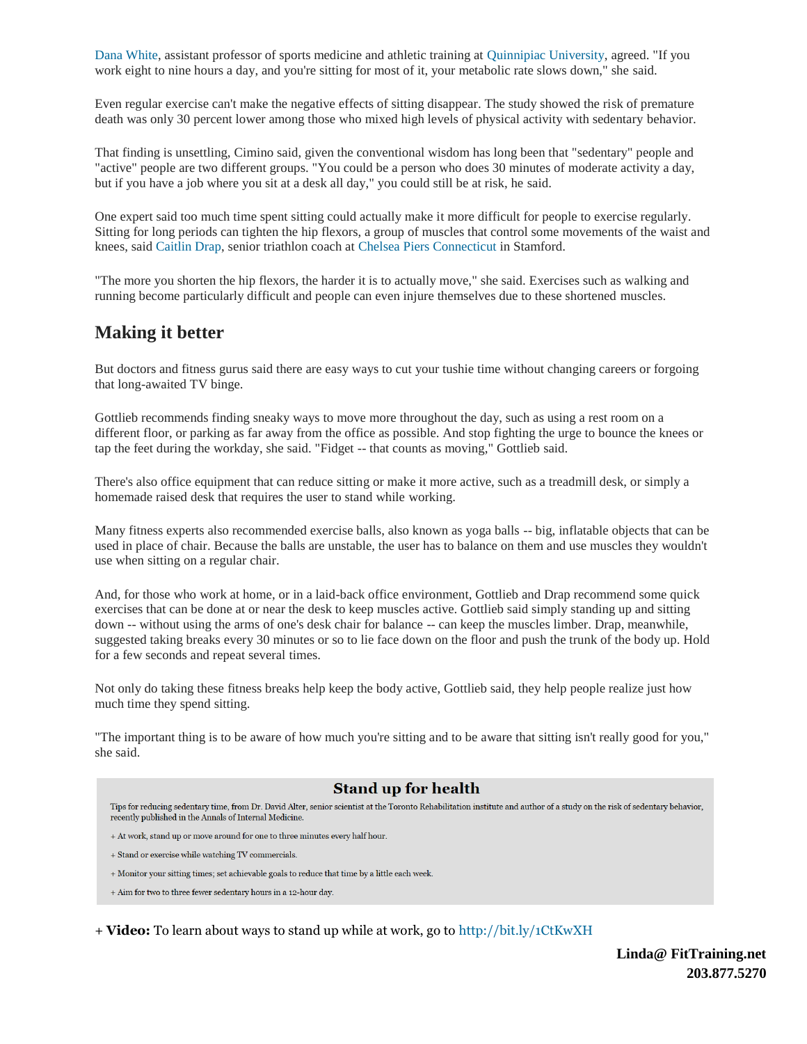Dana White, assistant professor of sports medicine and athletic training at Quinnipiac University, agreed. "If you work eight to nine hours a day, and you're sitting for most of it, your metabolic rate slows down," she said.

Even regular exercise can't make the negative effects of sitting disappear. The study showed the risk of premature death was only 30 percent lower among those who mixed high levels of physical activity with sedentary behavior.

That finding is unsettling, Cimino said, given the conventional wisdom has long been that "sedentary" people and "active" people are two different groups. "You could be a person who does 30 minutes of moderate activity a day, but if you have a job where you sit at a desk all day," you could still be at risk, he said.

One expert said too much time spent sitting could actually make it more difficult for people to exercise regularly. Sitting for long periods can tighten the hip flexors, a group of muscles that control some movements of the waist and knees, said Caitlin Drap, senior triathlon coach at Chelsea Piers Connecticut in Stamford.

"The more you shorten the hip flexors, the harder it is to actually move," she said. Exercises such as walking and running become particularly difficult and people can even injure themselves due to these shortened muscles.

## Making it better

But doctors and fitness gurus said there are easy ways to cut your tushie time without changing careers or forgoing that long-awaited TV binge.

Gottlieb recommends finding sneaky ways to move more throughout the day, such as using a rest room on a different floor, or parking as far away from the office as possible. And stop fighting the urge to bounce the knees or tap the feet during the workday, she said. "Fidget -- that counts as moving," Gottlieb said.

There's also office equipment that can reduce sitting or make it more active, such as a treadmill desk, or simply a homemade raised desk that requires the user to stand while working.

Many fitness experts also recommended exercise balls, also known as yoga balls -- big, inflatable objects that can be used in place of chair. Because the balls are unstable, the user has to balance on them and use muscles they wouldn't use when sitting on a regular chair.

And, for those who work at home, or in a laid-back office environment, Gottlieb and Drap recommend some quick exercises that can be done at or near the desk to keep muscles active. Gottlieb said simply standing up and sitting down -- without using the arms of one's desk chair for balance -- can keep the muscles limber. Drap, meanwhile, suggested taking breaks every 30 minutes or so to lie face down on the floor and push the trunk of the body up. Hold for a few seconds and repeat several times.

Not only do taking these fitness breaks help keep the body active, Gottlieb said, they help people realize just how much time they spend sitting.

"The important thing is to be aware of how much you're sitting and to be aware that sitting isn't really good for you," she said.

### Stand up for health

Tips for reducing sedentary time, from Dr. David Alter, senior scientist at the Toronto Rehabilitation institute and author of a study on the risk of sedentary behavior, recently published in the Annals of Internal Medicine.

+ At work, stand up or move around for one to three minutes every half hour.

+ Stand or exercise while watching TV commercials.

+ Monitor your sitting times; set achievable goals to reduce that time by a little each week.

+ Aim for two to three fewer sedentary hours in a 12-hour day.

+ **Video:** To learn about ways to stand up while at work, go to http://bit.ly/1CtKwXH

**Linda@ FitTraining.net**
**203.877.5270**